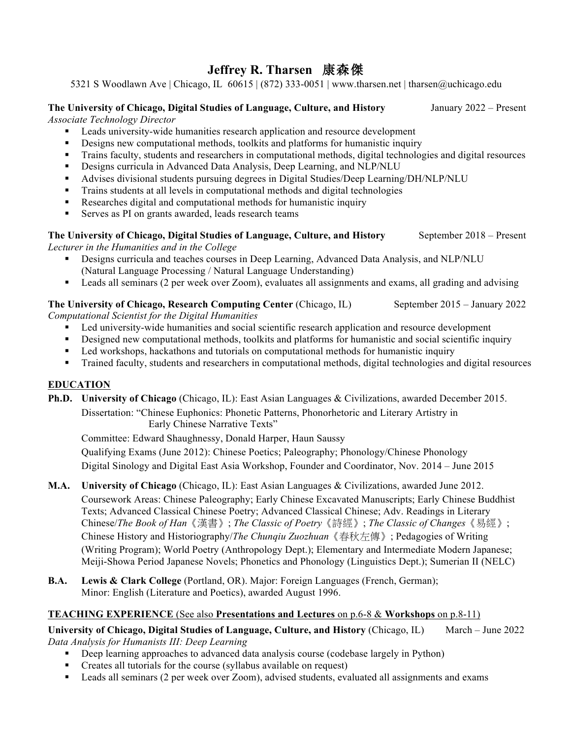# Jeffrey R. Tharsen 康森傑

5321 S Woodlawn Ave | Chicago, IL 60615 | (872) 333-0051 | www.tharsen.net | tharsen@uchicago.edu

**The University of Chicago, Digital Studies of Language, Culture, and History** January 2022 – Present
*Associate Technology Director*

- Leads university-wide humanities research application and resource development
- Designs new computational methods, toolkits and platforms for humanistic inquiry
- Trains faculty, students and researchers in computational methods, digital technologies and digital resources
- Designs curricula in Advanced Data Analysis, Deep Learning, and NLP/NLU
- Advises divisional students pursuing degrees in Digital Studies/Deep Learning/DH/NLP/NLU
- Trains students at all levels in computational methods and digital technologies
- Researches digital and computational methods for humanistic inquiry
- Serves as PI on grants awarded, leads research teams

**The University of Chicago, Digital Studies of Language, Culture, and History** September 2018 – Present
*Lecturer in the Humanities and in the College*

- Designs curricula and teaches courses in Deep Learning, Advanced Data Analysis, and NLP/NLU (Natural Language Processing / Natural Language Understanding)
- Leads all seminars (2 per week over Zoom), evaluates all assignments and exams, all grading and advising

**The University of Chicago, Research Computing Center** (Chicago, IL) September 2015 – January 2022
*Computational Scientist for the Digital Humanities*

- Led university-wide humanities and social scientific research application and resource development
- Designed new computational methods, toolkits and platforms for humanistic and social scientific inquiry
- Led workshops, hackathons and tutorials on computational methods for humanistic inquiry
- Trained faculty, students and researchers in computational methods, digital technologies and digital resources

## EDUCATION

**Ph.D.** **University of Chicago** (Chicago, IL): East Asian Languages & Civilizations, awarded December 2015.
Dissertation: "Chinese Euphonics: Phonetic Patterns, Phonorhetoric and Literary Artistry in Early Chinese Narrative Texts"
Committee: Edward Shaughnessy, Donald Harper, Haun Saussy
Qualifying Exams (June 2012): Chinese Poetics; Paleography; Phonology/Chinese Phonology
Digital Sinology and Digital East Asia Workshop, Founder and Coordinator, Nov. 2014 – June 2015

**M.A.** **University of Chicago** (Chicago, IL): East Asian Languages & Civilizations, awarded June 2012.
Coursework Areas: Chinese Paleography; Early Chinese Excavated Manuscripts; Early Chinese Buddhist Texts; Advanced Classical Chinese Poetry; Advanced Classical Chinese; Adv. Readings in Literary Chinese/*The Book of Han*《漢書》; *The Classic of Poetry*《詩經》; *The Classic of Changes*《易經》; Chinese History and Historiography/*The Chunqiu Zuozhuan*《春秋左傳》; Pedagogies of Writing (Writing Program); World Poetry (Anthropology Dept.); Elementary and Intermediate Modern Japanese; Meiji-Showa Period Japanese Novels; Phonetics and Phonology (Linguistics Dept.); Sumerian II (NELC)

**B.A.** **Lewis & Clark College** (Portland, OR). Major: Foreign Languages (French, German); Minor: English (Literature and Poetics), awarded August 1996.

## TEACHING EXPERIENCE (See also **Presentations and Lectures** on p.6-8 & **Workshops** on p.8-11)

**University of Chicago, Digital Studies of Language, Culture, and History** (Chicago, IL) March – June 2022
*Data Analysis for Humanists III: Deep Learning*

- Deep learning approaches to advanced data analysis course (codebase largely in Python)
- Creates all tutorials for the course (syllabus available on request)
- Leads all seminars (2 per week over Zoom), advised students, evaluated all assignments and exams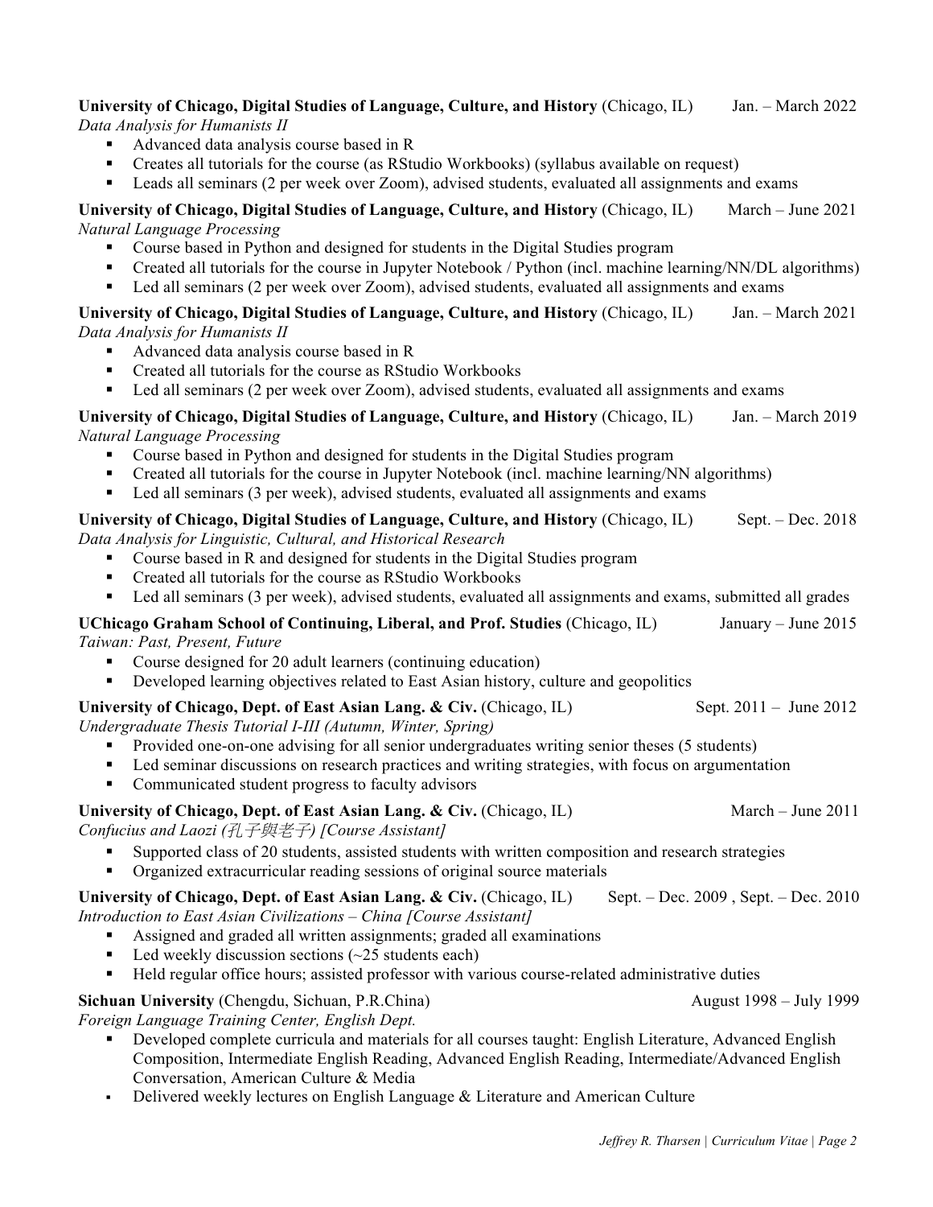**University of Chicago, Digital Studies of Language, Culture, and History** (Chicago, IL) Jan. – March 2022
*Data Analysis for Humanists II*

- Advanced data analysis course based in R
- Creates all tutorials for the course (as RStudio Workbooks) (syllabus available on request)
- Leads all seminars (2 per week over Zoom), advised students, evaluated all assignments and exams

**University of Chicago, Digital Studies of Language, Culture, and History** (Chicago, IL) March – June 2021
*Natural Language Processing*

- Course based in Python and designed for students in the Digital Studies program
- Created all tutorials for the course in Jupyter Notebook / Python (incl. machine learning/NN/DL algorithms)
- Led all seminars (2 per week over Zoom), advised students, evaluated all assignments and exams

**University of Chicago, Digital Studies of Language, Culture, and History** (Chicago, IL) Jan. – March 2021
*Data Analysis for Humanists II*

- Advanced data analysis course based in R
- Created all tutorials for the course as RStudio Workbooks
- Led all seminars (2 per week over Zoom), advised students, evaluated all assignments and exams

**University of Chicago, Digital Studies of Language, Culture, and History** (Chicago, IL) Jan. – March 2019
*Natural Language Processing*

- Course based in Python and designed for students in the Digital Studies program
- Created all tutorials for the course in Jupyter Notebook (incl. machine learning/NN algorithms)
- Led all seminars (3 per week), advised students, evaluated all assignments and exams

**University of Chicago, Digital Studies of Language, Culture, and History** (Chicago, IL) Sept. – Dec. 2018
*Data Analysis for Linguistic, Cultural, and Historical Research*

- Course based in R and designed for students in the Digital Studies program
- Created all tutorials for the course as RStudio Workbooks
- Led all seminars (3 per week), advised students, evaluated all assignments and exams, submitted all grades

**UChicago Graham School of Continuing, Liberal, and Prof. Studies** (Chicago, IL) January – June 2015
*Taiwan: Past, Present, Future*

- Course designed for 20 adult learners (continuing education)
- Developed learning objectives related to East Asian history, culture and geopolitics

**University of Chicago, Dept. of East Asian Lang. & Civ.** (Chicago, IL) Sept. 2011 – June 2012
*Undergraduate Thesis Tutorial I-III (Autumn, Winter, Spring)*

- Provided one-on-one advising for all senior undergraduates writing senior theses (5 students)
- Led seminar discussions on research practices and writing strategies, with focus on argumentation
- Communicated student progress to faculty advisors

**University of Chicago, Dept. of East Asian Lang. & Civ.** (Chicago, IL) March – June 2011
*Confucius and Laozi (孔子與老子) [Course Assistant]*

- Supported class of 20 students, assisted students with written composition and research strategies
- Organized extracurricular reading sessions of original source materials

**University of Chicago, Dept. of East Asian Lang. & Civ.** (Chicago, IL) Sept. – Dec. 2009 , Sept. – Dec. 2010
*Introduction to East Asian Civilizations – China [Course Assistant]*

- Assigned and graded all written assignments; graded all examinations
- Led weekly discussion sections (~25 students each)
- Held regular office hours; assisted professor with various course-related administrative duties

**Sichuan University** (Chengdu, Sichuan, P.R.China) August 1998 – July 1999
*Foreign Language Training Center, English Dept.*

- Developed complete curricula and materials for all courses taught: English Literature, Advanced English Composition, Intermediate English Reading, Advanced English Reading, Intermediate/Advanced English Conversation, American Culture & Media
- Delivered weekly lectures on English Language & Literature and American Culture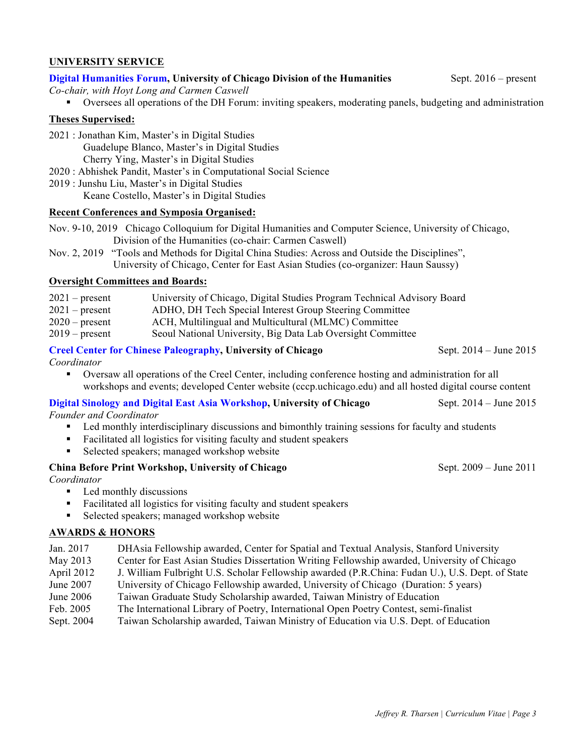## UNIVERSITY SERVICE

**Digital Humanities Forum, University of Chicago Division of the Humanities** Sept. 2016 – present

*Co-chair, with Hoyt Long and Carmen Caswell*

- Oversees all operations of the DH Forum: inviting speakers, moderating panels, budgeting and administration

**Theses Supervised:**

2021 : Jonathan Kim, Master's in Digital Studies
Guadelupe Blanco, Master's in Digital Studies
Cherry Ying, Master's in Digital Studies
2020 : Abhishek Pandit, Master's in Computational Social Science
2019 : Junshu Liu, Master's in Digital Studies
Keane Costello, Master's in Digital Studies

**Recent Conferences and Symposia Organised:**

Nov. 9-10, 2019 Chicago Colloquium for Digital Humanities and Computer Science, University of Chicago, Division of the Humanities (co-chair: Carmen Caswell)

Nov. 2, 2019 "Tools and Methods for Digital China Studies: Across and Outside the Disciplines", University of Chicago, Center for East Asian Studies (co-organizer: Haun Saussy)

**Oversight Committees and Boards:**

| | |
|---|---|
| 2021 – present | University of Chicago, Digital Studies Program Technical Advisory Board |
| 2021 – present | ADHO, DH Tech Special Interest Group Steering Committee |
| 2020 – present | ACH, Multilingual and Multicultural (MLMC) Committee |
| 2019 – present | Seoul National University, Big Data Lab Oversight Committee |

**Creel Center for Chinese Paleography, University of Chicago** Sept. 2014 – June 2015

*Coordinator*

- Oversaw all operations of the Creel Center, including conference hosting and administration for all workshops and events; developed Center website (cccp.uchicago.edu) and all hosted digital course content

**Digital Sinology and Digital East Asia Workshop, University of Chicago** Sept. 2014 – June 2015

*Founder and Coordinator*

- Led monthly interdisciplinary discussions and bimonthly training sessions for faculty and students
- Facilitated all logistics for visiting faculty and student speakers
- Selected speakers; managed workshop website

**China Before Print Workshop, University of Chicago** Sept. 2009 – June 2011

*Coordinator*

- Led monthly discussions
- Facilitated all logistics for visiting faculty and student speakers
- Selected speakers; managed workshop website

## AWARDS & HONORS

| | |
|---|---|
| Jan. 2017 | DHAsia Fellowship awarded, Center for Spatial and Textual Analysis, Stanford University |
| May 2013 | Center for East Asian Studies Dissertation Writing Fellowship awarded, University of Chicago |
| April 2012 | J. William Fulbright U.S. Scholar Fellowship awarded (P.R.China: Fudan U.), U.S. Dept. of State |
| June 2007 | University of Chicago Fellowship awarded, University of Chicago (Duration: 5 years) |
| June 2006 | Taiwan Graduate Study Scholarship awarded, Taiwan Ministry of Education |
| Feb. 2005 | The International Library of Poetry, International Open Poetry Contest, semi-finalist |
| Sept. 2004 | Taiwan Scholarship awarded, Taiwan Ministry of Education via U.S. Dept. of Education |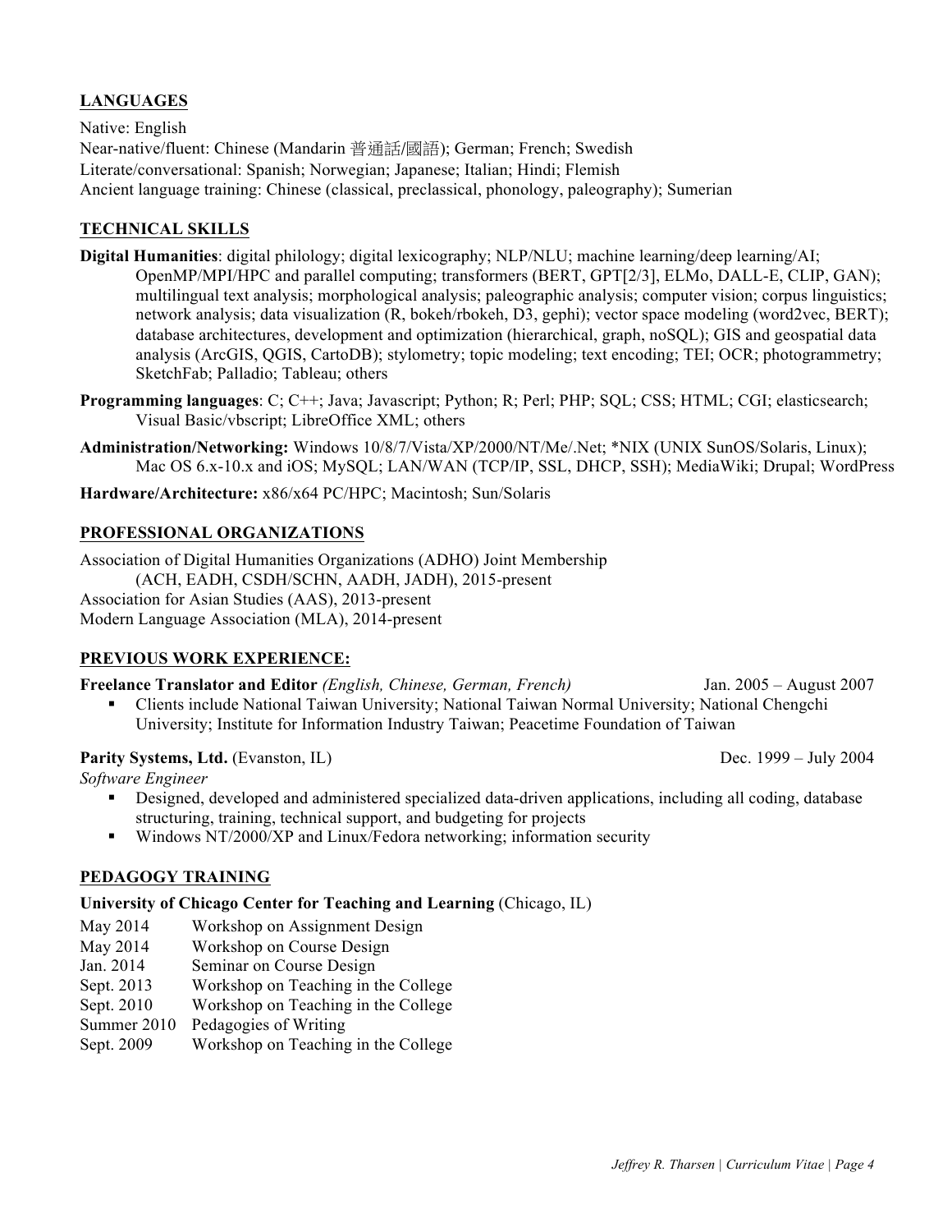## LANGUAGES

Native: English
Near-native/fluent: Chinese (Mandarin 普通話/國語); German; French; Swedish
Literate/conversational: Spanish; Norwegian; Japanese; Italian; Hindi; Flemish
Ancient language training: Chinese (classical, preclassical, phonology, paleography); Sumerian

## TECHNICAL SKILLS

**Digital Humanities**: digital philology; digital lexicography; NLP/NLU; machine learning/deep learning/AI; OpenMP/MPI/HPC and parallel computing; transformers (BERT, GPT[2/3], ELMo, DALL-E, CLIP, GAN); multilingual text analysis; morphological analysis; paleographic analysis; computer vision; corpus linguistics; network analysis; data visualization (R, bokeh/rbokeh, D3, gephi); vector space modeling (word2vec, BERT); database architectures, development and optimization (hierarchical, graph, noSQL); GIS and geospatial data analysis (ArcGIS, QGIS, CartoDB); stylometry; topic modeling; text encoding; TEI; OCR; photogrammetry; SketchFab; Palladio; Tableau; others

**Programming languages**: C; C++; Java; Javascript; Python; R; Perl; PHP; SQL; CSS; HTML; CGI; elasticsearch; Visual Basic/vbscript; LibreOffice XML; others

**Administration/Networking:** Windows 10/8/7/Vista/XP/2000/NT/Me/.Net; *NIX (UNIX SunOS/Solaris, Linux); Mac OS 6.x-10.x and iOS; MySQL; LAN/WAN (TCP/IP, SSL, DHCP, SSH); MediaWiki; Drupal; WordPress

**Hardware/Architecture:** x86/x64 PC/HPC; Macintosh; Sun/Solaris

## PROFESSIONAL ORGANIZATIONS

Association of Digital Humanities Organizations (ADHO) Joint Membership
(ACH, EADH, CSDH/SCHN, AADH, JADH), 2015-present
Association for Asian Studies (AAS), 2013-present
Modern Language Association (MLA), 2014-present

## PREVIOUS WORK EXPERIENCE:

**Freelance Translator and Editor** *(English, Chinese, German, French)* Jan. 2005 – August 2007

- Clients include National Taiwan University; National Taiwan Normal University; National Chengchi University; Institute for Information Industry Taiwan; Peacetime Foundation of Taiwan

**Parity Systems, Ltd.** (Evanston, IL) Dec. 1999 – July 2004
*Software Engineer*

- Designed, developed and administered specialized data-driven applications, including all coding, database structuring, training, technical support, and budgeting for projects
- Windows NT/2000/XP and Linux/Fedora networking; information security

## PEDAGOGY TRAINING

**University of Chicago Center for Teaching and Learning** (Chicago, IL)

| | |
|---|---|
| May 2014 | Workshop on Assignment Design |
| May 2014 | Workshop on Course Design |
| Jan. 2014 | Seminar on Course Design |
| Sept. 2013 | Workshop on Teaching in the College |
| Sept. 2010 | Workshop on Teaching in the College |
| Summer 2010 | Pedagogies of Writing |
| Sept. 2009 | Workshop on Teaching in the College |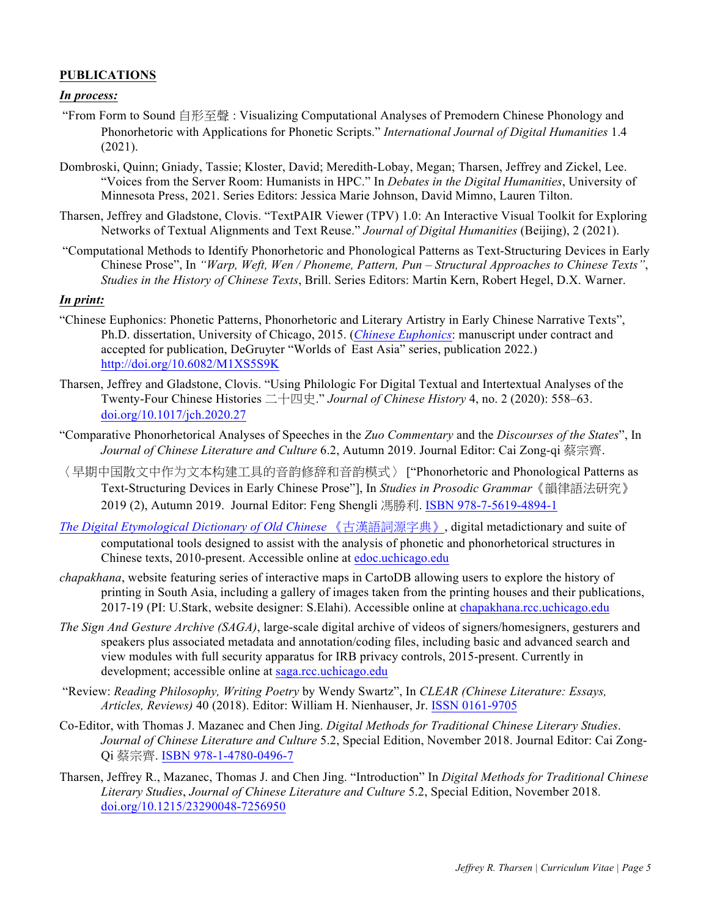## PUBLICATIONS

***In process:***

"From Form to Sound 自形至聲 : Visualizing Computational Analyses of Premodern Chinese Phonology and Phonorhetoric with Applications for Phonetic Scripts." *International Journal of Digital Humanities* 1.4 (2021).

Dombroski, Quinn; Gniady, Tassie; Kloster, David; Meredith-Lobay, Megan; Tharsen, Jeffrey and Zickel, Lee. "Voices from the Server Room: Humanists in HPC." In *Debates in the Digital Humanities*, University of Minnesota Press, 2021. Series Editors: Jessica Marie Johnson, David Mimno, Lauren Tilton.

Tharsen, Jeffrey and Gladstone, Clovis. "TextPAIR Viewer (TPV) 1.0: An Interactive Visual Toolkit for Exploring Networks of Textual Alignments and Text Reuse." *Journal of Digital Humanities* (Beijing), 2 (2021).

"Computational Methods to Identify Phonorhetoric and Phonological Patterns as Text-Structuring Devices in Early Chinese Prose", In *"Warp, Weft, Wen / Phoneme, Pattern, Pun – Structural Approaches to Chinese Texts"*, *Studies in the History of Chinese Texts*, Brill. Series Editors: Martin Kern, Robert Hegel, D.X. Warner.

***In print:***

"Chinese Euphonics: Phonetic Patterns, Phonorhetoric and Literary Artistry in Early Chinese Narrative Texts", Ph.D. dissertation, University of Chicago, 2015. (*Chinese Euphonics*: manuscript under contract and accepted for publication, DeGruyter "Worlds of East Asia" series, publication 2022.) http://doi.org/10.6082/M1XS5S9K

Tharsen, Jeffrey and Gladstone, Clovis. "Using Philologic For Digital Textual and Intertextual Analyses of the Twenty-Four Chinese Histories 二十四史." *Journal of Chinese History* 4, no. 2 (2020): 558–63. doi.org/10.1017/jch.2020.27

"Comparative Phonorhetorical Analyses of Speeches in the *Zuo Commentary* and the *Discourses of the States*", In *Journal of Chinese Literature and Culture* 6.2, Autumn 2019. Journal Editor: Cai Zong-qi 蔡宗齊.

〈早期中国散文中作为文本构建工具的音韵修辞和音韵模式〉 ["Phonorhetoric and Phonological Patterns as Text-Structuring Devices in Early Chinese Prose"], In *Studies in Prosodic Grammar*《韻律語法研究》 2019 (2), Autumn 2019. Journal Editor: Feng Shengli 馮勝利. ISBN 978-7-5619-4894-1

*The Digital Etymological Dictionary of Old Chinese* 《古漢語詞源字典》, digital metadictionary and suite of computational tools designed to assist with the analysis of phonetic and phonorhetorical structures in Chinese texts, 2010-present. Accessible online at edoc.uchicago.edu

*chapakhana*, website featuring series of interactive maps in CartoDB allowing users to explore the history of printing in South Asia, including a gallery of images taken from the printing houses and their publications, 2017-19 (PI: U.Stark, website designer: S.Elahi). Accessible online at chapakhana.rcc.uchicago.edu

*The Sign And Gesture Archive (SAGA)*, large-scale digital archive of videos of signers/homesigners, gesturers and speakers plus associated metadata and annotation/coding files, including basic and advanced search and view modules with full security apparatus for IRB privacy controls, 2015-present. Currently in development; accessible online at saga.rcc.uchicago.edu

"Review: *Reading Philosophy, Writing Poetry* by Wendy Swartz", In *CLEAR (Chinese Literature: Essays, Articles, Reviews)* 40 (2018). Editor: William H. Nienhauser, Jr. ISSN 0161-9705

Co-Editor, with Thomas J. Mazanec and Chen Jing. *Digital Methods for Traditional Chinese Literary Studies*. *Journal of Chinese Literature and Culture* 5.2, Special Edition, November 2018. Journal Editor: Cai Zong-Qi 蔡宗齊. ISBN 978-1-4780-0496-7

Tharsen, Jeffrey R., Mazanec, Thomas J. and Chen Jing. "Introduction" In *Digital Methods for Traditional Chinese Literary Studies*, *Journal of Chinese Literature and Culture* 5.2, Special Edition, November 2018. doi.org/10.1215/23290048-7256950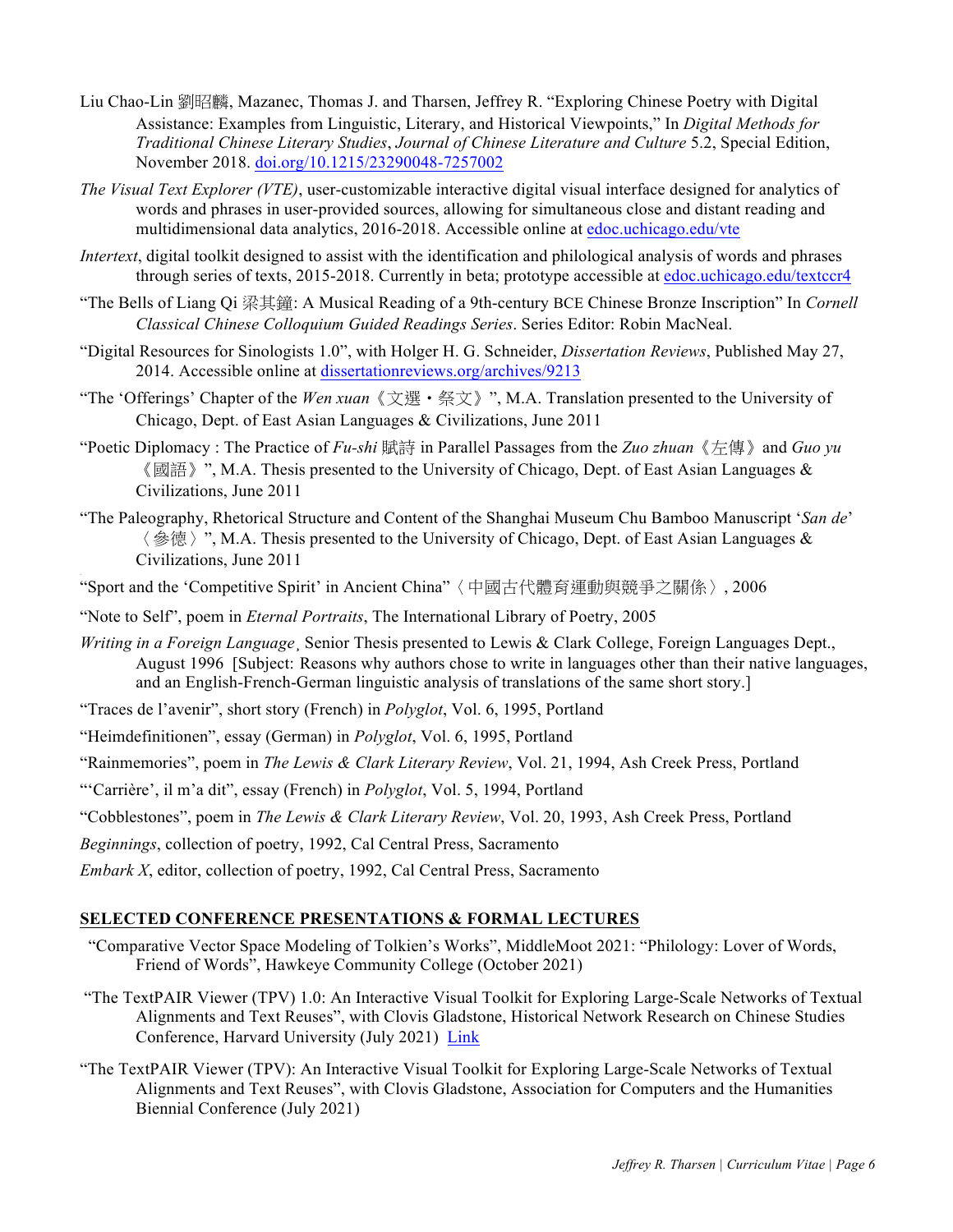Liu Chao-Lin 劉昭麟, Mazanec, Thomas J. and Tharsen, Jeffrey R. "Exploring Chinese Poetry with Digital Assistance: Examples from Linguistic, Literary, and Historical Viewpoints," In *Digital Methods for Traditional Chinese Literary Studies*, *Journal of Chinese Literature and Culture* 5.2, Special Edition, November 2018. [doi.org/10.1215/23290048-7257002](https://doi.org/10.1215/23290048-7257002)

*The Visual Text Explorer (VTE)*, user-customizable interactive digital visual interface designed for analytics of words and phrases in user-provided sources, allowing for simultaneous close and distant reading and multidimensional data analytics, 2016-2018. Accessible online at [edoc.uchicago.edu/vte](edoc.uchicago.edu/vte)

*Intertext*, digital toolkit designed to assist with the identification and philological analysis of words and phrases through series of texts, 2015-2018. Currently in beta; prototype accessible at [edoc.uchicago.edu/textccr4](edoc.uchicago.edu/textccr4)

"The Bells of Liang Qi 梁其鐘: A Musical Reading of a 9th-century BCE Chinese Bronze Inscription" In *Cornell Classical Chinese Colloquium Guided Readings Series*. Series Editor: Robin MacNeal.

"Digital Resources for Sinologists 1.0", with Holger H. G. Schneider, *Dissertation Reviews*, Published May 27, 2014. Accessible online at [dissertationreviews.org/archives/9213](dissertationreviews.org/archives/9213)

"The 'Offerings' Chapter of the *Wen xuan*《文選・祭文》", M.A. Translation presented to the University of Chicago, Dept. of East Asian Languages & Civilizations, June 2011

"Poetic Diplomacy : The Practice of *Fu-shi* 賦詩 in Parallel Passages from the *Zuo zhuan*《左傳》and *Guo yu*《國語》", M.A. Thesis presented to the University of Chicago, Dept. of East Asian Languages & Civilizations, June 2011

"The Paleography, Rhetorical Structure and Content of the Shanghai Museum Chu Bamboo Manuscript '*San de*'〈參德〉", M.A. Thesis presented to the University of Chicago, Dept. of East Asian Languages & Civilizations, June 2011

"Sport and the 'Competitive Spirit' in Ancient China"〈中國古代體育運動與競爭之關係〉, 2006

"Note to Self", poem in *Eternal Portraits*, The International Library of Poetry, 2005

*Writing in a Foreign Language*¸ Senior Thesis presented to Lewis & Clark College, Foreign Languages Dept., August 1996 [Subject: Reasons why authors chose to write in languages other than their native languages, and an English-French-German linguistic analysis of translations of the same short story.]

"Traces de l'avenir", short story (French) in *Polyglot*, Vol. 6, 1995, Portland

"Heimdefinitionen", essay (German) in *Polyglot*, Vol. 6, 1995, Portland

"Rainmemories", poem in *The Lewis & Clark Literary Review*, Vol. 21, 1994, Ash Creek Press, Portland

"'Carrière', il m'a dit", essay (French) in *Polyglot*, Vol. 5, 1994, Portland

"Cobblestones", poem in *The Lewis & Clark Literary Review*, Vol. 20, 1993, Ash Creek Press, Portland

*Beginnings*, collection of poetry, 1992, Cal Central Press, Sacramento

*Embark X*, editor, collection of poetry, 1992, Cal Central Press, Sacramento

## SELECTED CONFERENCE PRESENTATIONS & FORMAL LECTURES

"Comparative Vector Space Modeling of Tolkien's Works", MiddleMoot 2021: "Philology: Lover of Words, Friend of Words", Hawkeye Community College (October 2021)

"The TextPAIR Viewer (TPV) 1.0: An Interactive Visual Toolkit for Exploring Large-Scale Networks of Textual Alignments and Text Reuses", with Clovis Gladstone, Historical Network Research on Chinese Studies Conference, Harvard University (July 2021) Link

"The TextPAIR Viewer (TPV): An Interactive Visual Toolkit for Exploring Large-Scale Networks of Textual Alignments and Text Reuses", with Clovis Gladstone, Association for Computers and the Humanities Biennial Conference (July 2021)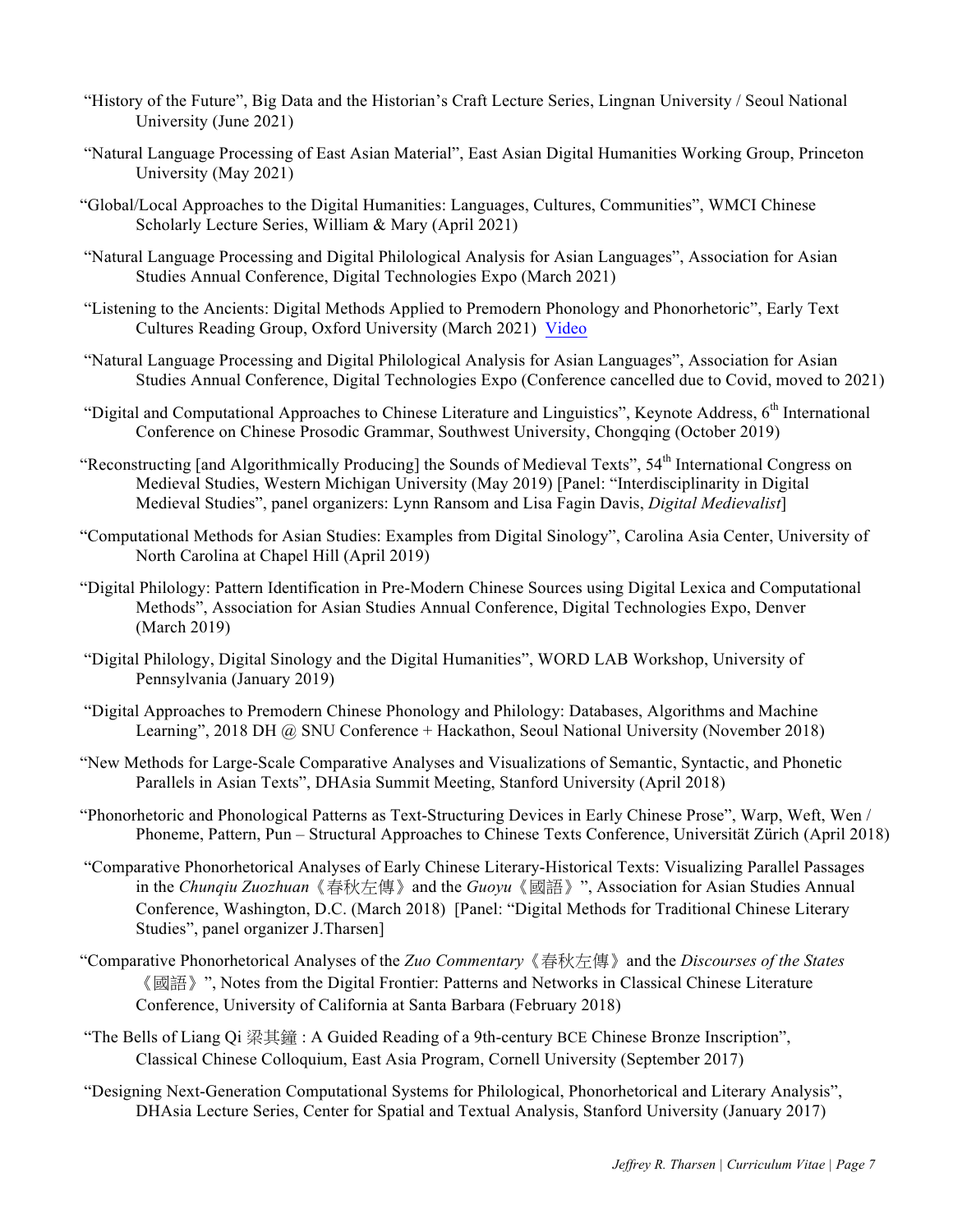"History of the Future", Big Data and the Historian's Craft Lecture Series, Lingnan University / Seoul National University (June 2021)

"Natural Language Processing of East Asian Material", East Asian Digital Humanities Working Group, Princeton University (May 2021)

"Global/Local Approaches to the Digital Humanities: Languages, Cultures, Communities", WMCI Chinese Scholarly Lecture Series, William & Mary (April 2021)

"Natural Language Processing and Digital Philological Analysis for Asian Languages", Association for Asian Studies Annual Conference, Digital Technologies Expo (March 2021)

"Listening to the Ancients: Digital Methods Applied to Premodern Phonology and Phonorhetoric", Early Text Cultures Reading Group, Oxford University (March 2021) Video

"Natural Language Processing and Digital Philological Analysis for Asian Languages", Association for Asian Studies Annual Conference, Digital Technologies Expo (Conference cancelled due to Covid, moved to 2021)

"Digital and Computational Approaches to Chinese Literature and Linguistics", Keynote Address, 6th International Conference on Chinese Prosodic Grammar, Southwest University, Chongqing (October 2019)

"Reconstructing [and Algorithmically Producing] the Sounds of Medieval Texts", 54th International Congress on Medieval Studies, Western Michigan University (May 2019) [Panel: "Interdisciplinarity in Digital Medieval Studies", panel organizers: Lynn Ransom and Lisa Fagin Davis, *Digital Medievalist*]

"Computational Methods for Asian Studies: Examples from Digital Sinology", Carolina Asia Center, University of North Carolina at Chapel Hill (April 2019)

"Digital Philology: Pattern Identification in Pre-Modern Chinese Sources using Digital Lexica and Computational Methods", Association for Asian Studies Annual Conference, Digital Technologies Expo, Denver (March 2019)

"Digital Philology, Digital Sinology and the Digital Humanities", WORD LAB Workshop, University of Pennsylvania (January 2019)

"Digital Approaches to Premodern Chinese Phonology and Philology: Databases, Algorithms and Machine Learning", 2018 DH @ SNU Conference + Hackathon, Seoul National University (November 2018)

"New Methods for Large-Scale Comparative Analyses and Visualizations of Semantic, Syntactic, and Phonetic Parallels in Asian Texts", DHAsia Summit Meeting, Stanford University (April 2018)

"Phonorhetoric and Phonological Patterns as Text-Structuring Devices in Early Chinese Prose", Warp, Weft, Wen / Phoneme, Pattern, Pun – Structural Approaches to Chinese Texts Conference, Universität Zürich (April 2018)

"Comparative Phonorhetorical Analyses of Early Chinese Literary-Historical Texts: Visualizing Parallel Passages in the *Chunqiu Zuozhuan*《春秋左傳》and the *Guoyu*《國語》", Association for Asian Studies Annual Conference, Washington, D.C. (March 2018) [Panel: "Digital Methods for Traditional Chinese Literary Studies", panel organizer J.Tharsen]

"Comparative Phonorhetorical Analyses of the *Zuo Commentary*《春秋左傳》and the *Discourses of the States*《國語》", Notes from the Digital Frontier: Patterns and Networks in Classical Chinese Literature Conference, University of California at Santa Barbara (February 2018)

"The Bells of Liang Qi 梁其鐘 : A Guided Reading of a 9th-century BCE Chinese Bronze Inscription", Classical Chinese Colloquium, East Asia Program, Cornell University (September 2017)

"Designing Next-Generation Computational Systems for Philological, Phonorhetorical and Literary Analysis", DHAsia Lecture Series, Center for Spatial and Textual Analysis, Stanford University (January 2017)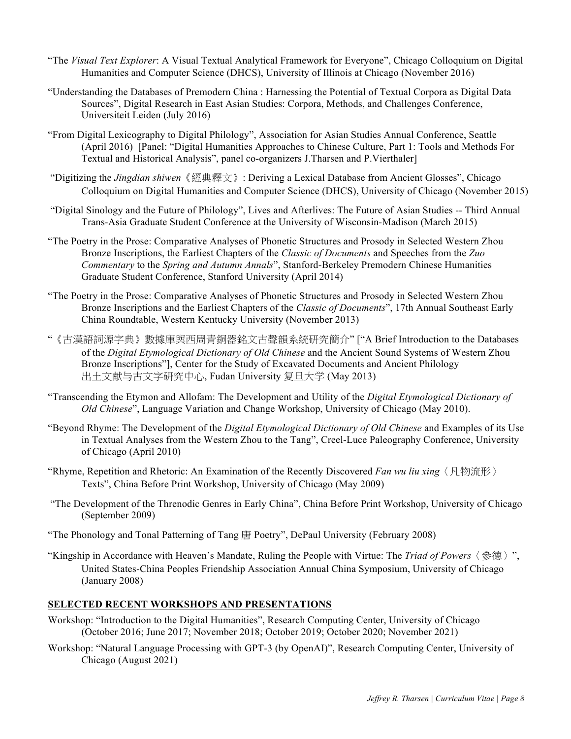"The *Visual Text Explorer*: A Visual Textual Analytical Framework for Everyone", Chicago Colloquium on Digital Humanities and Computer Science (DHCS), University of Illinois at Chicago (November 2016)

"Understanding the Databases of Premodern China : Harnessing the Potential of Textual Corpora as Digital Data Sources", Digital Research in East Asian Studies: Corpora, Methods, and Challenges Conference, Universiteit Leiden (July 2016)

"From Digital Lexicography to Digital Philology", Association for Asian Studies Annual Conference, Seattle (April 2016) [Panel: "Digital Humanities Approaches to Chinese Culture, Part 1: Tools and Methods For Textual and Historical Analysis", panel co-organizers J.Tharsen and P.Vierthaler]

"Digitizing the *Jingdian shiwen*《經典釋文》: Deriving a Lexical Database from Ancient Glosses", Chicago Colloquium on Digital Humanities and Computer Science (DHCS), University of Chicago (November 2015)

"Digital Sinology and the Future of Philology", Lives and Afterlives: The Future of Asian Studies -- Third Annual Trans-Asia Graduate Student Conference at the University of Wisconsin-Madison (March 2015)

"The Poetry in the Prose: Comparative Analyses of Phonetic Structures and Prosody in Selected Western Zhou Bronze Inscriptions, the Earliest Chapters of the *Classic of Documents* and Speeches from the *Zuo Commentary* to the *Spring and Autumn Annals*", Stanford-Berkeley Premodern Chinese Humanities Graduate Student Conference, Stanford University (April 2014)

"The Poetry in the Prose: Comparative Analyses of Phonetic Structures and Prosody in Selected Western Zhou Bronze Inscriptions and the Earliest Chapters of the *Classic of Documents*", 17th Annual Southeast Early China Roundtable, Western Kentucky University (November 2013)

"《古漢語詞源字典》數據庫與西周青銅器銘文古聲韻系統研究簡介" ["A Brief Introduction to the Databases of the *Digital Etymological Dictionary of Old Chinese* and the Ancient Sound Systems of Western Zhou Bronze Inscriptions"], Center for the Study of Excavated Documents and Ancient Philology 出土文獻与古文字研究中心, Fudan University 复旦大学 (May 2013)

"Transcending the Etymon and Allofam: The Development and Utility of the *Digital Etymological Dictionary of Old Chinese*", Language Variation and Change Workshop, University of Chicago (May 2010).

"Beyond Rhyme: The Development of the *Digital Etymological Dictionary of Old Chinese* and Examples of its Use in Textual Analyses from the Western Zhou to the Tang", Creel-Luce Paleography Conference, University of Chicago (April 2010)

"Rhyme, Repetition and Rhetoric: An Examination of the Recently Discovered *Fan wu liu xing*〈凡物流形〉Texts", China Before Print Workshop, University of Chicago (May 2009)

"The Development of the Threnodic Genres in Early China", China Before Print Workshop, University of Chicago (September 2009)

"The Phonology and Tonal Patterning of Tang 唐 Poetry", DePaul University (February 2008)

"Kingship in Accordance with Heaven's Mandate, Ruling the People with Virtue: The *Triad of Powers*〈參德〉", United States-China Peoples Friendship Association Annual China Symposium, University of Chicago (January 2008)

## SELECTED RECENT WORKSHOPS AND PRESENTATIONS

Workshop: "Introduction to the Digital Humanities", Research Computing Center, University of Chicago (October 2016; June 2017; November 2018; October 2019; October 2020; November 2021)

Workshop: "Natural Language Processing with GPT-3 (by OpenAI)", Research Computing Center, University of Chicago (August 2021)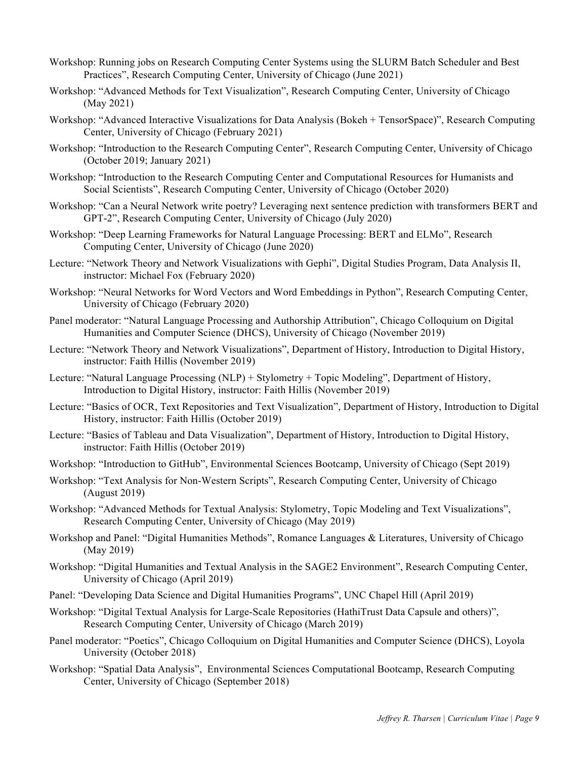Workshop: Running jobs on Research Computing Center Systems using the SLURM Batch Scheduler and Best Practices", Research Computing Center, University of Chicago (June 2021)

Workshop: "Advanced Methods for Text Visualization", Research Computing Center, University of Chicago (May 2021)

Workshop: "Advanced Interactive Visualizations for Data Analysis (Bokeh + TensorSpace)", Research Computing Center, University of Chicago (February 2021)

Workshop: "Introduction to the Research Computing Center", Research Computing Center, University of Chicago (October 2019; January 2021)

Workshop: "Introduction to the Research Computing Center and Computational Resources for Humanists and Social Scientists", Research Computing Center, University of Chicago (October 2020)

Workshop: "Can a Neural Network write poetry? Leveraging next sentence prediction with transformers BERT and GPT-2", Research Computing Center, University of Chicago (July 2020)

Workshop: "Deep Learning Frameworks for Natural Language Processing: BERT and ELMo", Research Computing Center, University of Chicago (June 2020)

Lecture: "Network Theory and Network Visualizations with Gephi", Digital Studies Program, Data Analysis II, instructor: Michael Fox (February 2020)

Workshop: "Neural Networks for Word Vectors and Word Embeddings in Python", Research Computing Center, University of Chicago (February 2020)

Panel moderator: "Natural Language Processing and Authorship Attribution", Chicago Colloquium on Digital Humanities and Computer Science (DHCS), University of Chicago (November 2019)

Lecture: "Network Theory and Network Visualizations", Department of History, Introduction to Digital History, instructor: Faith Hillis (November 2019)

Lecture: "Natural Language Processing (NLP) + Stylometry + Topic Modeling", Department of History, Introduction to Digital History, instructor: Faith Hillis (November 2019)

Lecture: "Basics of OCR, Text Repositories and Text Visualization", Department of History, Introduction to Digital History, instructor: Faith Hillis (October 2019)

Lecture: "Basics of Tableau and Data Visualization", Department of History, Introduction to Digital History, instructor: Faith Hillis (October 2019)

Workshop: "Introduction to GitHub", Environmental Sciences Bootcamp, University of Chicago (Sept 2019)

Workshop: "Text Analysis for Non-Western Scripts", Research Computing Center, University of Chicago (August 2019)

Workshop: "Advanced Methods for Textual Analysis: Stylometry, Topic Modeling and Text Visualizations", Research Computing Center, University of Chicago (May 2019)

Workshop and Panel: "Digital Humanities Methods", Romance Languages & Literatures, University of Chicago (May 2019)

Workshop: "Digital Humanities and Textual Analysis in the SAGE2 Environment", Research Computing Center, University of Chicago (April 2019)

Panel: "Developing Data Science and Digital Humanities Programs", UNC Chapel Hill (April 2019)

Workshop: "Digital Textual Analysis for Large-Scale Repositories (HathiTrust Data Capsule and others)", Research Computing Center, University of Chicago (March 2019)

Panel moderator: "Poetics", Chicago Colloquium on Digital Humanities and Computer Science (DHCS), Loyola University (October 2018)

Workshop: "Spatial Data Analysis", Environmental Sciences Computational Bootcamp, Research Computing Center, University of Chicago (September 2018)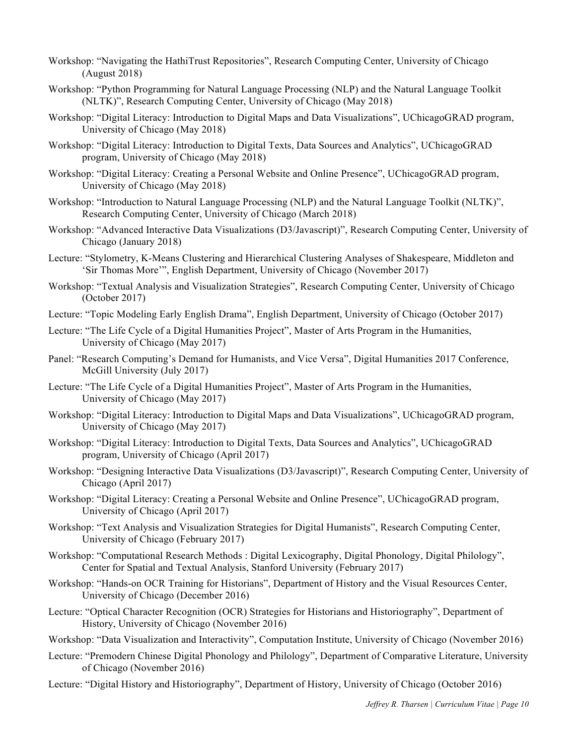Workshop: "Navigating the HathiTrust Repositories", Research Computing Center, University of Chicago (August 2018)

Workshop: "Python Programming for Natural Language Processing (NLP) and the Natural Language Toolkit (NLTK)", Research Computing Center, University of Chicago (May 2018)

Workshop: "Digital Literacy: Introduction to Digital Maps and Data Visualizations", UChicagoGRAD program, University of Chicago (May 2018)

Workshop: "Digital Literacy: Introduction to Digital Texts, Data Sources and Analytics", UChicagoGRAD program, University of Chicago (May 2018)

Workshop: "Digital Literacy: Creating a Personal Website and Online Presence", UChicagoGRAD program, University of Chicago (May 2018)

Workshop: "Introduction to Natural Language Processing (NLP) and the Natural Language Toolkit (NLTK)", Research Computing Center, University of Chicago (March 2018)

Workshop: "Advanced Interactive Data Visualizations (D3/Javascript)", Research Computing Center, University of Chicago (January 2018)

Lecture: "Stylometry, K-Means Clustering and Hierarchical Clustering Analyses of Shakespeare, Middleton and 'Sir Thomas More'", English Department, University of Chicago (November 2017)

Workshop: "Textual Analysis and Visualization Strategies", Research Computing Center, University of Chicago (October 2017)

Lecture: "Topic Modeling Early English Drama", English Department, University of Chicago (October 2017)

Lecture: "The Life Cycle of a Digital Humanities Project", Master of Arts Program in the Humanities, University of Chicago (May 2017)

Panel: "Research Computing's Demand for Humanists, and Vice Versa", Digital Humanities 2017 Conference, McGill University (July 2017)

Lecture: "The Life Cycle of a Digital Humanities Project", Master of Arts Program in the Humanities, University of Chicago (May 2017)

Workshop: "Digital Literacy: Introduction to Digital Maps and Data Visualizations", UChicagoGRAD program, University of Chicago (May 2017)

Workshop: "Digital Literacy: Introduction to Digital Texts, Data Sources and Analytics", UChicagoGRAD program, University of Chicago (April 2017)

Workshop: "Designing Interactive Data Visualizations (D3/Javascript)", Research Computing Center, University of Chicago (April 2017)

Workshop: "Digital Literacy: Creating a Personal Website and Online Presence", UChicagoGRAD program, University of Chicago (April 2017)

Workshop: "Text Analysis and Visualization Strategies for Digital Humanists", Research Computing Center, University of Chicago (February 2017)

Workshop: "Computational Research Methods : Digital Lexicography, Digital Phonology, Digital Philology", Center for Spatial and Textual Analysis, Stanford University (February 2017)

Workshop: "Hands-on OCR Training for Historians", Department of History and the Visual Resources Center, University of Chicago (December 2016)

Lecture: "Optical Character Recognition (OCR) Strategies for Historians and Historiography", Department of History, University of Chicago (November 2016)

Workshop: "Data Visualization and Interactivity", Computation Institute, University of Chicago (November 2016)

Lecture: "Premodern Chinese Digital Phonology and Philology", Department of Comparative Literature, University of Chicago (November 2016)

Lecture: "Digital History and Historiography", Department of History, University of Chicago (October 2016)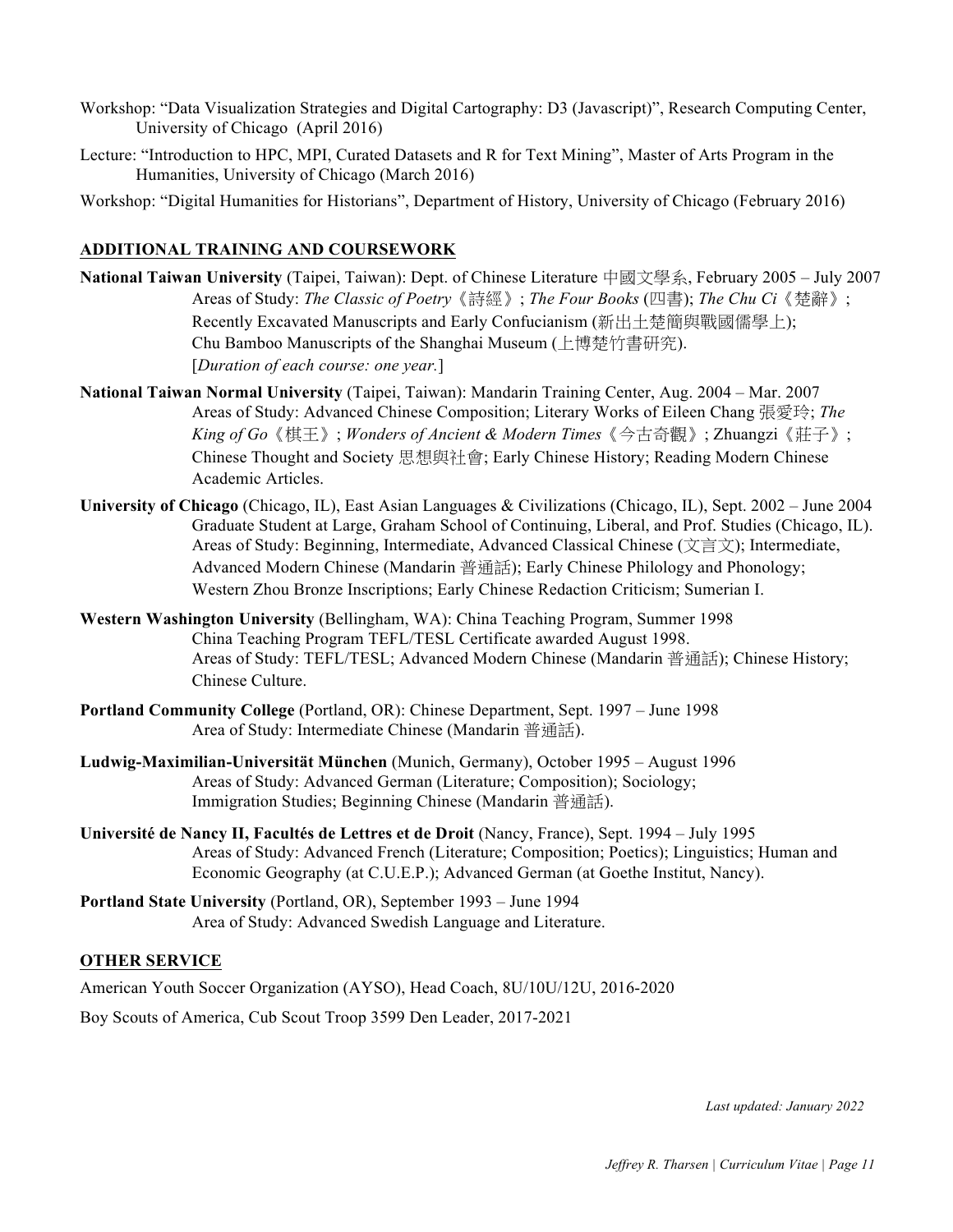Workshop: "Data Visualization Strategies and Digital Cartography: D3 (Javascript)", Research Computing Center, University of Chicago (April 2016)

Lecture: "Introduction to HPC, MPI, Curated Datasets and R for Text Mining", Master of Arts Program in the Humanities, University of Chicago (March 2016)

Workshop: "Digital Humanities for Historians", Department of History, University of Chicago (February 2016)

## ADDITIONAL TRAINING AND COURSEWORK

**National Taiwan University** (Taipei, Taiwan): Dept. of Chinese Literature 中國文學系, February 2005 – July 2007
Areas of Study: *The Classic of Poetry*《詩經》; *The Four Books* (四書); *The Chu Ci*《楚辭》; Recently Excavated Manuscripts and Early Confucianism (新出土楚簡與戰國儒學上); Chu Bamboo Manuscripts of the Shanghai Museum (上博楚竹書研究).
[*Duration of each course: one year.*]

**National Taiwan Normal University** (Taipei, Taiwan): Mandarin Training Center, Aug. 2004 – Mar. 2007
Areas of Study: Advanced Chinese Composition; Literary Works of Eileen Chang 張愛玲; *The King of Go*《棋王》; *Wonders of Ancient & Modern Times*《今古奇觀》; Zhuangzi《莊子》; Chinese Thought and Society 思想與社會; Early Chinese History; Reading Modern Chinese Academic Articles.

**University of Chicago** (Chicago, IL), East Asian Languages & Civilizations (Chicago, IL), Sept. 2002 – June 2004
Graduate Student at Large, Graham School of Continuing, Liberal, and Prof. Studies (Chicago, IL).
Areas of Study: Beginning, Intermediate, Advanced Classical Chinese (文言文); Intermediate, Advanced Modern Chinese (Mandarin 普通話); Early Chinese Philology and Phonology; Western Zhou Bronze Inscriptions; Early Chinese Redaction Criticism; Sumerian I.

**Western Washington University** (Bellingham, WA): China Teaching Program, Summer 1998
China Teaching Program TEFL/TESL Certificate awarded August 1998.
Areas of Study: TEFL/TESL; Advanced Modern Chinese (Mandarin 普通話); Chinese History; Chinese Culture.

**Portland Community College** (Portland, OR): Chinese Department, Sept. 1997 – June 1998
Area of Study: Intermediate Chinese (Mandarin 普通話).

**Ludwig-Maximilian-Universität München** (Munich, Germany), October 1995 – August 1996
Areas of Study: Advanced German (Literature; Composition); Sociology; Immigration Studies; Beginning Chinese (Mandarin 普通話).

**Université de Nancy II, Facultés de Lettres et de Droit** (Nancy, France), Sept. 1994 – July 1995
Areas of Study: Advanced French (Literature; Composition; Poetics); Linguistics; Human and Economic Geography (at C.U.E.P.); Advanced German (at Goethe Institut, Nancy).

**Portland State University** (Portland, OR), September 1993 – June 1994
Area of Study: Advanced Swedish Language and Literature.

## OTHER SERVICE

American Youth Soccer Organization (AYSO), Head Coach, 8U/10U/12U, 2016-2020

Boy Scouts of America, Cub Scout Troop 3599 Den Leader, 2017-2021

*Last updated: January 2022*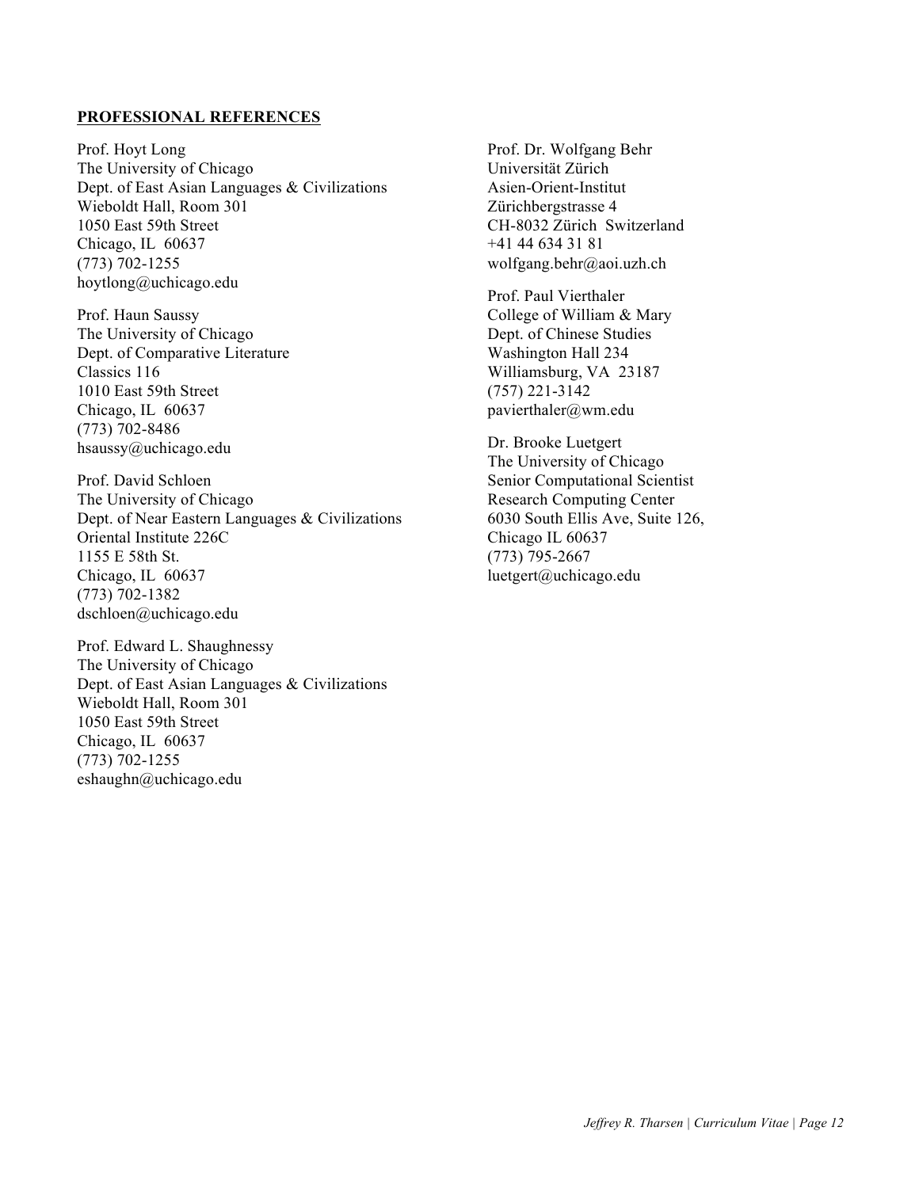## **PROFESSIONAL REFERENCES**

Prof. Hoyt Long
The University of Chicago
Dept. of East Asian Languages & Civilizations
Wieboldt Hall, Room 301
1050 East 59th Street
Chicago, IL 60637
(773) 702-1255
hoytlong@uchicago.edu

Prof. Haun Saussy
The University of Chicago
Dept. of Comparative Literature
Classics 116
1010 East 59th Street
Chicago, IL 60637
(773) 702-8486
hsaussy@uchicago.edu

Prof. David Schloen
The University of Chicago
Dept. of Near Eastern Languages & Civilizations
Oriental Institute 226C
1155 E 58th St.
Chicago, IL 60637
(773) 702-1382
dschloen@uchicago.edu

Prof. Edward L. Shaughnessy
The University of Chicago
Dept. of East Asian Languages & Civilizations
Wieboldt Hall, Room 301
1050 East 59th Street
Chicago, IL 60637
(773) 702-1255
eshaughn@uchicago.edu

Prof. Dr. Wolfgang Behr
Universität Zürich
Asien-Orient-Institut
Zürichbergstrasse 4
CH-8032 Zürich Switzerland
+41 44 634 31 81
wolfgang.behr@aoi.uzh.ch

Prof. Paul Vierthaler
College of William & Mary
Dept. of Chinese Studies
Washington Hall 234
Williamsburg, VA 23187
(757) 221-3142
pavierthaler@wm.edu

Dr. Brooke Luetgert
The University of Chicago
Senior Computational Scientist
Research Computing Center
6030 South Ellis Ave, Suite 126,
Chicago IL 60637
(773) 795-2667
luetgert@uchicago.edu